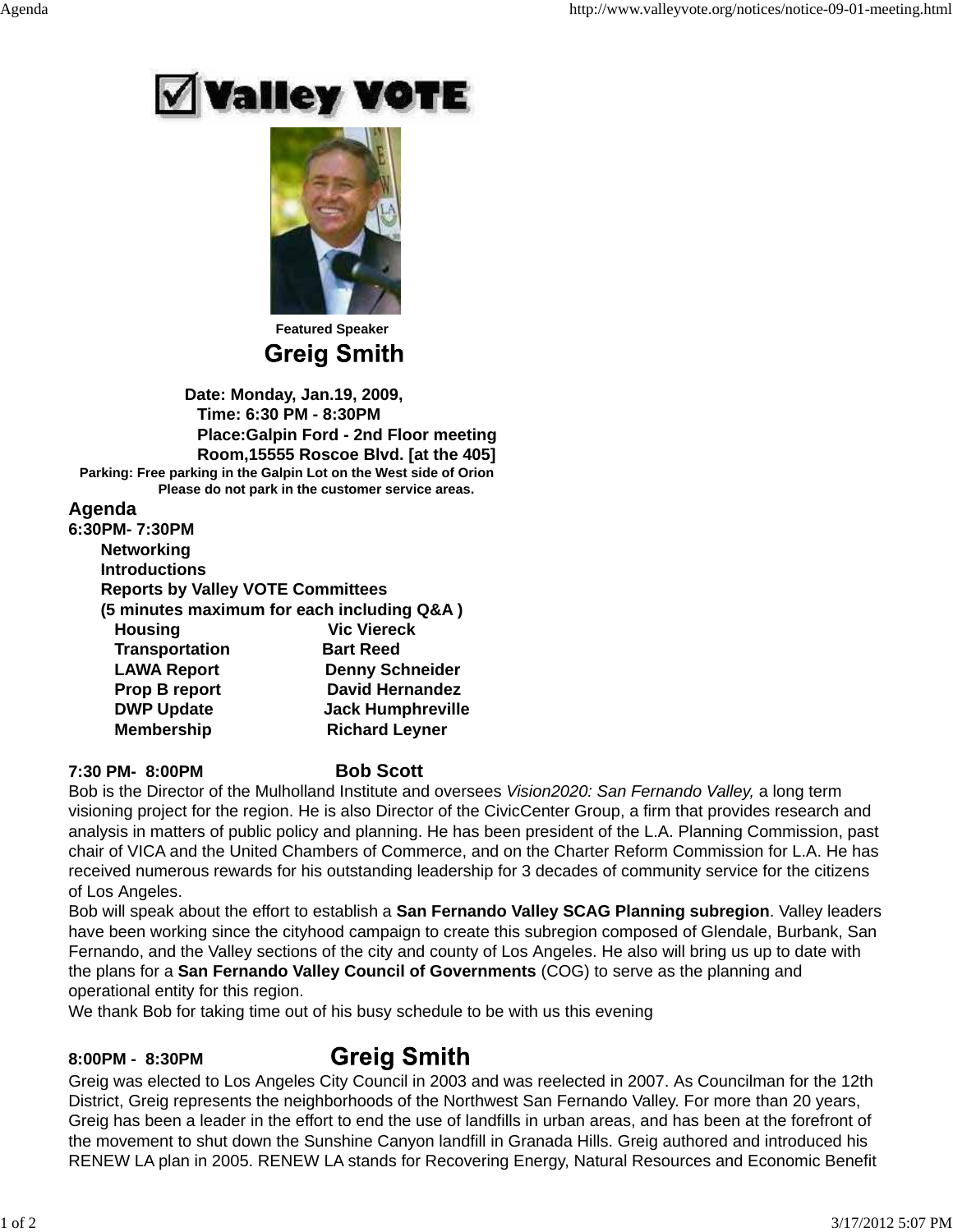# Valley VOTE

**Featured Speaker**

## Greig Smith

**Date: Monday, Jan.19, 2009,**
**Time: 6:30 PM - 8:30PM**
**Place:Galpin Ford - 2nd Floor meeting Room,15555 Roscoe Blvd. [at the 405]**
**Parking: Free parking in the Galpin Lot on the West side of Orion**
**Please do not park in the customer service areas.**

## Agenda

**6:30PM- 7:30PM**

**Networking**
**Introductions**
**Reports by Valley VOTE Committees**
**(5 minutes maximum for each including Q&A )**

| | |
|---|---|
| **Housing** | **Vic Viereck** |
| **Transportation** | **Bart Reed** |
| **LAWA Report** | **Denny Schneider** |
| **Prop B report** | **David Hernandez** |
| **DWP Update** | **Jack Humphreville** |
| **Membership** | **Richard Leyner** |

**7:30 PM- 8:00PM** **Bob Scott**

Bob is the Director of the Mulholland Institute and oversees *Vision2020: San Fernando Valley,* a long term visioning project for the region. He is also Director of the CivicCenter Group, a firm that provides research and analysis in matters of public policy and planning. He has been president of the L.A. Planning Commission, past chair of VICA and the United Chambers of Commerce, and on the Charter Reform Commission for L.A. He has received numerous rewards for his outstanding leadership for 3 decades of community service for the citizens of Los Angeles.

Bob will speak about the effort to establish a **San Fernando Valley SCAG Planning subregion**. Valley leaders have been working since the cityhood campaign to create this subregion composed of Glendale, Burbank, San Fernando, and the Valley sections of the city and county of Los Angeles. He also will bring us up to date with the plans for a **San Fernando Valley Council of Governments** (COG) to serve as the planning and operational entity for this region.

We thank Bob for taking time out of his busy schedule to be with us this evening

**8:00PM - 8:30PM** **Greig Smith**

Greig was elected to Los Angeles City Council in 2003 and was reelected in 2007. As Councilman for the 12th District, Greig represents the neighborhoods of the Northwest San Fernando Valley. For more than 20 years, Greig has been a leader in the effort to end the use of landfills in urban areas, and has been at the forefront of the movement to shut down the Sunshine Canyon landfill in Granada Hills. Greig authored and introduced his RENEW LA plan in 2005. RENEW LA stands for Recovering Energy, Natural Resources and Economic Benefit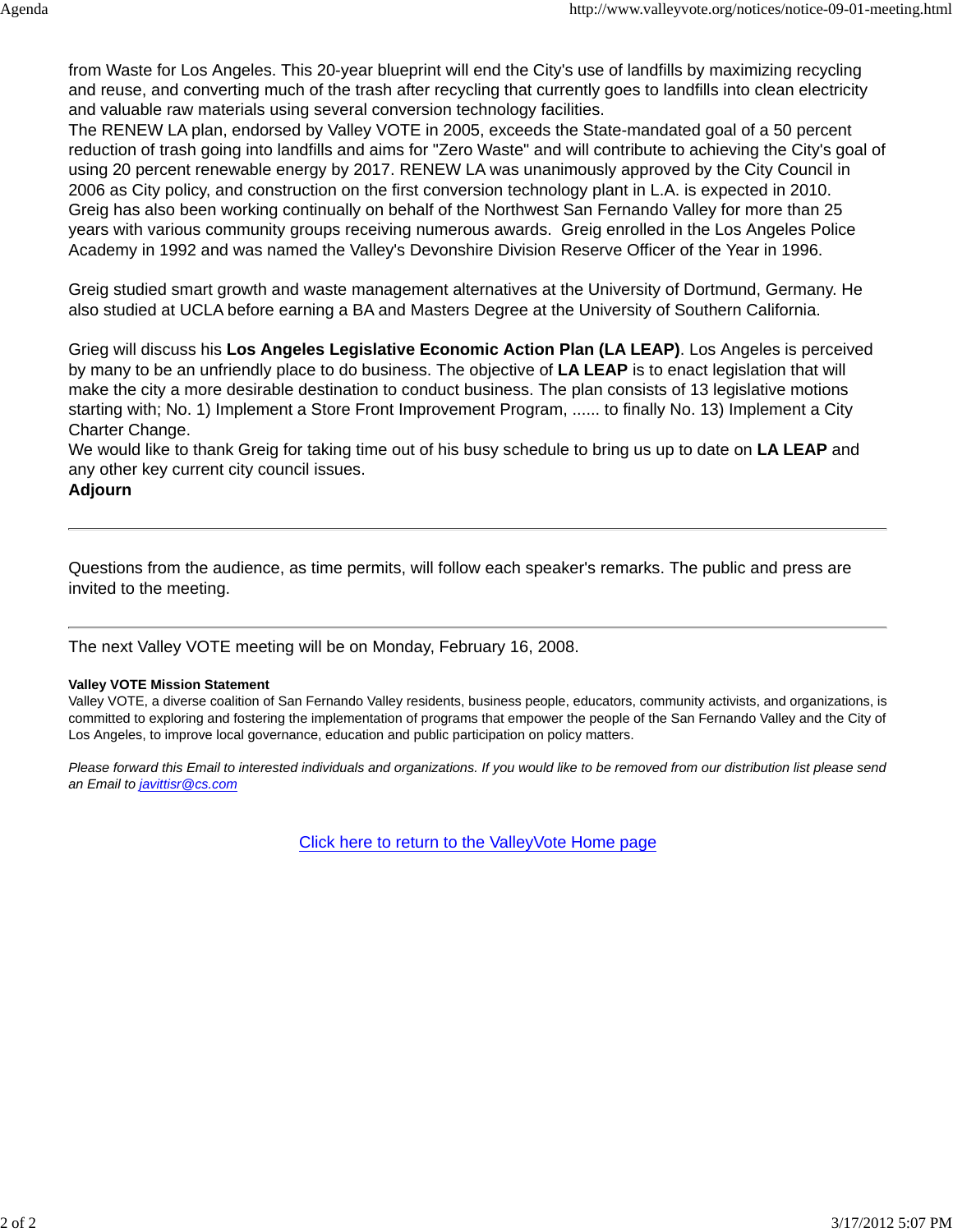from Waste for Los Angeles. This 20-year blueprint will end the City's use of landfills by maximizing recycling and reuse, and converting much of the trash after recycling that currently goes to landfills into clean electricity and valuable raw materials using several conversion technology facilities.
The RENEW LA plan, endorsed by Valley VOTE in 2005, exceeds the State-mandated goal of a 50 percent reduction of trash going into landfills and aims for "Zero Waste" and will contribute to achieving the City's goal of using 20 percent renewable energy by 2017. RENEW LA was unanimously approved by the City Council in 2006 as City policy, and construction on the first conversion technology plant in L.A. is expected in 2010.
Greig has also been working continually on behalf of the Northwest San Fernando Valley for more than 25 years with various community groups receiving numerous awards. Greig enrolled in the Los Angeles Police Academy in 1992 and was named the Valley's Devonshire Division Reserve Officer of the Year in 1996.

Greig studied smart growth and waste management alternatives at the University of Dortmund, Germany. He also studied at UCLA before earning a BA and Masters Degree at the University of Southern California.

Grieg will discuss his **Los Angeles Legislative Economic Action Plan (LA LEAP)**. Los Angeles is perceived by many to be an unfriendly place to do business. The objective of **LA LEAP** is to enact legislation that will make the city a more desirable destination to conduct business. The plan consists of 13 legislative motions starting with; No. 1) Implement a Store Front Improvement Program, ...... to finally No. 13) Implement a City Charter Change.
We would like to thank Greig for taking time out of his busy schedule to bring us up to date on **LA LEAP** and any other key current city council issues.
**Adjourn**

---

Questions from the audience, as time permits, will follow each speaker's remarks. The public and press are invited to the meeting.

---

The next Valley VOTE meeting will be on Monday, February 16, 2008.

**Valley VOTE Mission Statement**
Valley VOTE, a diverse coalition of San Fernando Valley residents, business people, educators, community activists, and organizations, is committed to exploring and fostering the implementation of programs that empower the people of the San Fernando Valley and the City of Los Angeles, to improve local governance, education and public participation on policy matters.

*Please forward this Email to interested individuals and organizations. If you would like to be removed from our distribution list please send an Email to javittisr@cs.com*

Click here to return to the ValleyVote Home page